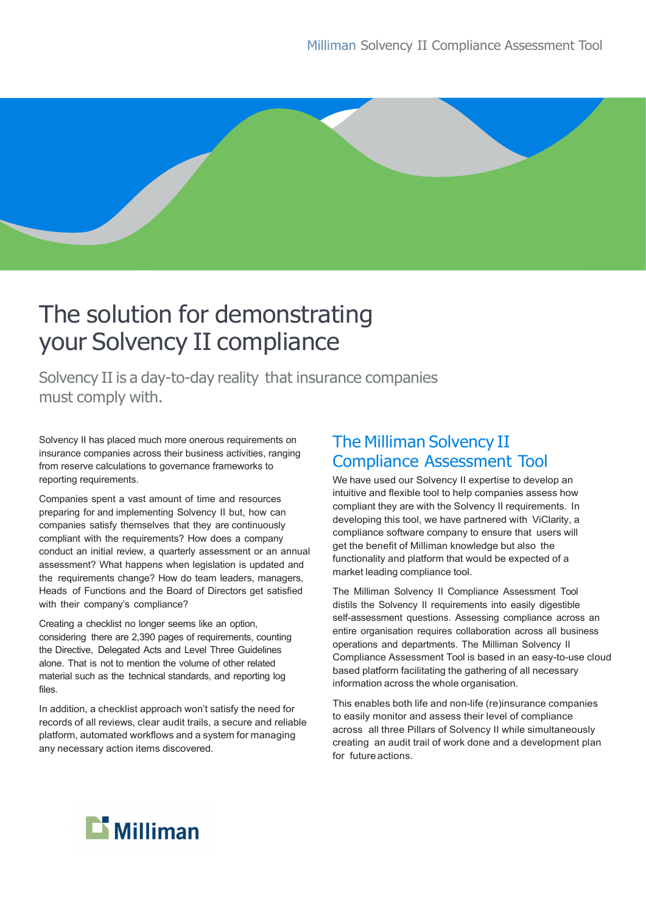# The solution for demonstrating your Solvency II compliance

## Solvency II is a day-to-day reality that insurance companies must comply with.

Solvency II has placed much more onerous requirements on insurance companies across their business activities, ranging from reserve calculations to governance frameworks to reporting requirements.

Companies spent a vast amount of time and resources preparing for and implementing Solvency II but, how can companies satisfy themselves that they are continuously compliant with the requirements? How does a company conduct an initial review, a quarterly assessment or an annual assessment? What happens when legislation is updated and the requirements change? How do team leaders, managers, Heads of Functions and the Board of Directors get satisfied with their company's compliance?

Creating a checklist no longer seems like an option, considering there are 2,390 pages of requirements, counting the Directive, Delegated Acts and Level Three Guidelines alone. That is not to mention the volume of other related material such as the technical standards, and reporting log files.

In addition, a checklist approach won't satisfy the need for records of all reviews, clear audit trails, a secure and reliable platform, automated workflows and a system for managing any necessary action items discovered.

## The Milliman Solvency II Compliance Assessment Tool

We have used our Solvency II expertise to develop an intuitive and flexible tool to help companies assess how compliant they are with the Solvency II requirements. In developing this tool, we have partnered with ViClarity, a compliance software company to ensure that users will get the benefit of Milliman knowledge but also the functionality and platform that would be expected of a market leading compliance tool.

The Milliman Solvency II Compliance Assessment Tool distils the Solvency II requirements into easily digestible self-assessment questions. Assessing compliance across an entire organisation requires collaboration across all business operations and departments. The Milliman Solvency II Compliance Assessment Tool is based in an easy-to-use cloud based platform facilitating the gathering of all necessary information across the whole organisation.

This enables both life and non-life (re)insurance companies to easily monitor and assess their level of compliance across all three Pillars of Solvency II while simultaneously creating an audit trail of work done and a development plan for future actions.

Milliman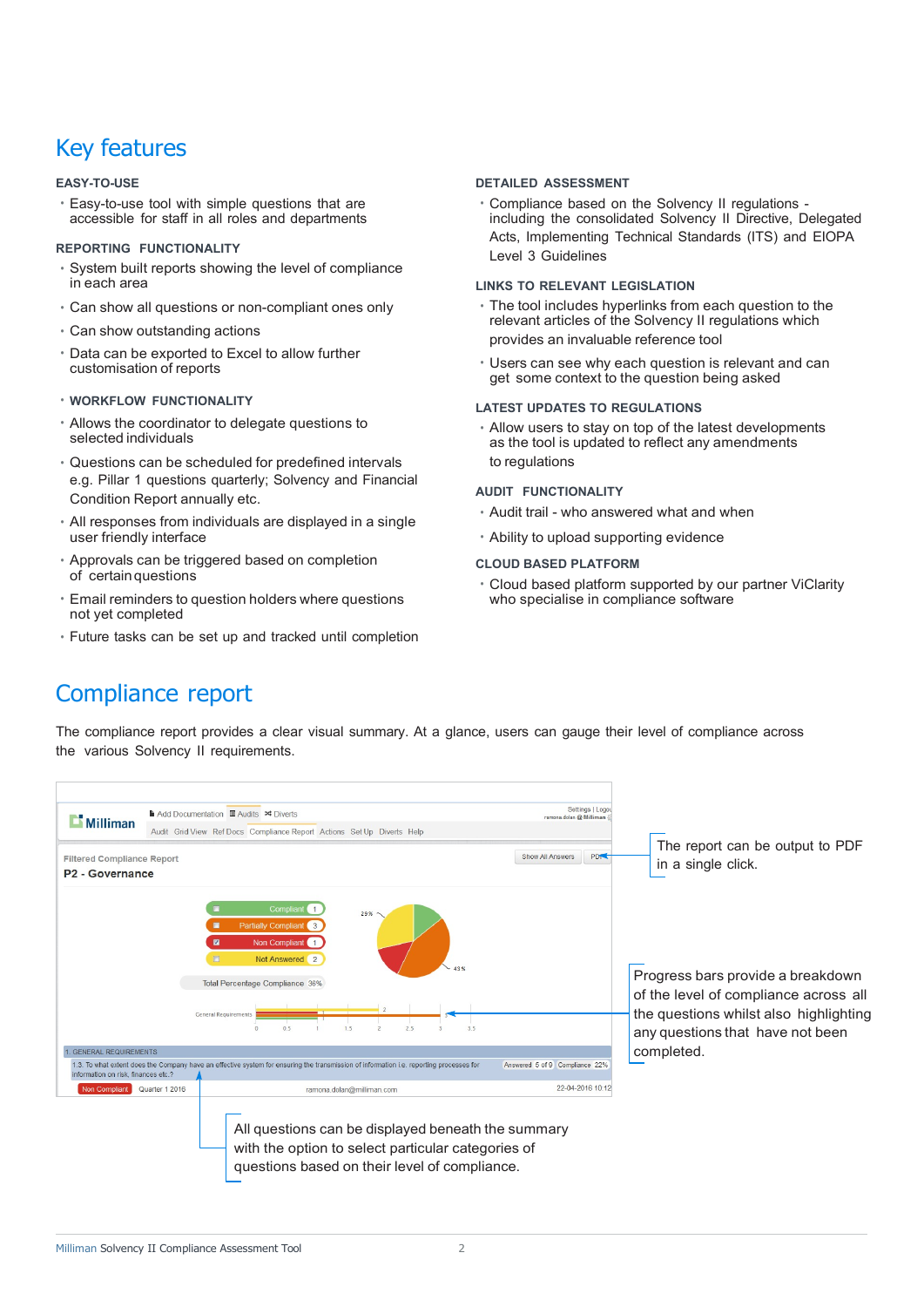# Key features

### EASY-TO-USE

- Easy-to-use tool with simple questions that are accessible for staff in all roles and departments

### REPORTING FUNCTIONALITY

- System built reports showing the level of compliance in each area
- Can show all questions or non-compliant ones only
- Can show outstanding actions
- Data can be exported to Excel to allow further customisation of reports

### WORKFLOW FUNCTIONALITY

- Allows the coordinator to delegate questions to selected individuals
- Questions can be scheduled for predefined intervals e.g. Pillar 1 questions quarterly; Solvency and Financial Condition Report annually etc.
- All responses from individuals are displayed in a single user friendly interface
- Approvals can be triggered based on completion of certain questions
- Email reminders to question holders where questions not yet completed
- Future tasks can be set up and tracked until completion

### DETAILED ASSESSMENT

- Compliance based on the Solvency II regulations - including the consolidated Solvency II Directive, Delegated Acts, Implementing Technical Standards (ITS) and EIOPA Level 3 Guidelines

### LINKS TO RELEVANT LEGISLATION

- The tool includes hyperlinks from each question to the relevant articles of the Solvency II regulations which provides an invaluable reference tool
- Users can see why each question is relevant and can get some context to the question being asked

### LATEST UPDATES TO REGULATIONS

- Allow users to stay on top of the latest developments as the tool is updated to reflect any amendments to regulations

### AUDIT FUNCTIONALITY

- Audit trail - who answered what and when
- Ability to upload supporting evidence

### CLOUD BASED PLATFORM

- Cloud based platform supported by our partner ViClarity who specialise in compliance software

# Compliance report

The compliance report provides a clear visual summary. At a glance, users can gauge their level of compliance across the various Solvency II requirements.

Milliman

Add Documentation Audits Diverts

Settings | Logout

Audit Grid View Ref Docs Compliance Report Actions Set Up Diverts Help

Filtered Compliance Report

P2 - Governance

Show All Answers PDF

Compliant 1

Partially Compliant 3

Non Compliant 1

Not Answered 2

29%

43%

Total Percentage Compliance 36%

General Requirements

0 0.5 1 1.5 2 2.5 3 3.5

1. GENERAL REQUIREMENTS

1.3. To what extent does the Company have an effective system for ensuring the transmission of information i.e. reporting processes for information on risk, finances etc.?

Answered 5 of 9 Compliance 22%

Non Compliant Quarter 1 2016 ramona.dolan@milliman.com 22-04-2016 10:12

The report can be output to PDF in a single click.

Progress bars provide a breakdown of the level of compliance across all the questions whilst also highlighting any questions that have not been completed.

All questions can be displayed beneath the summary with the option to select particular categories of questions based on their level of compliance.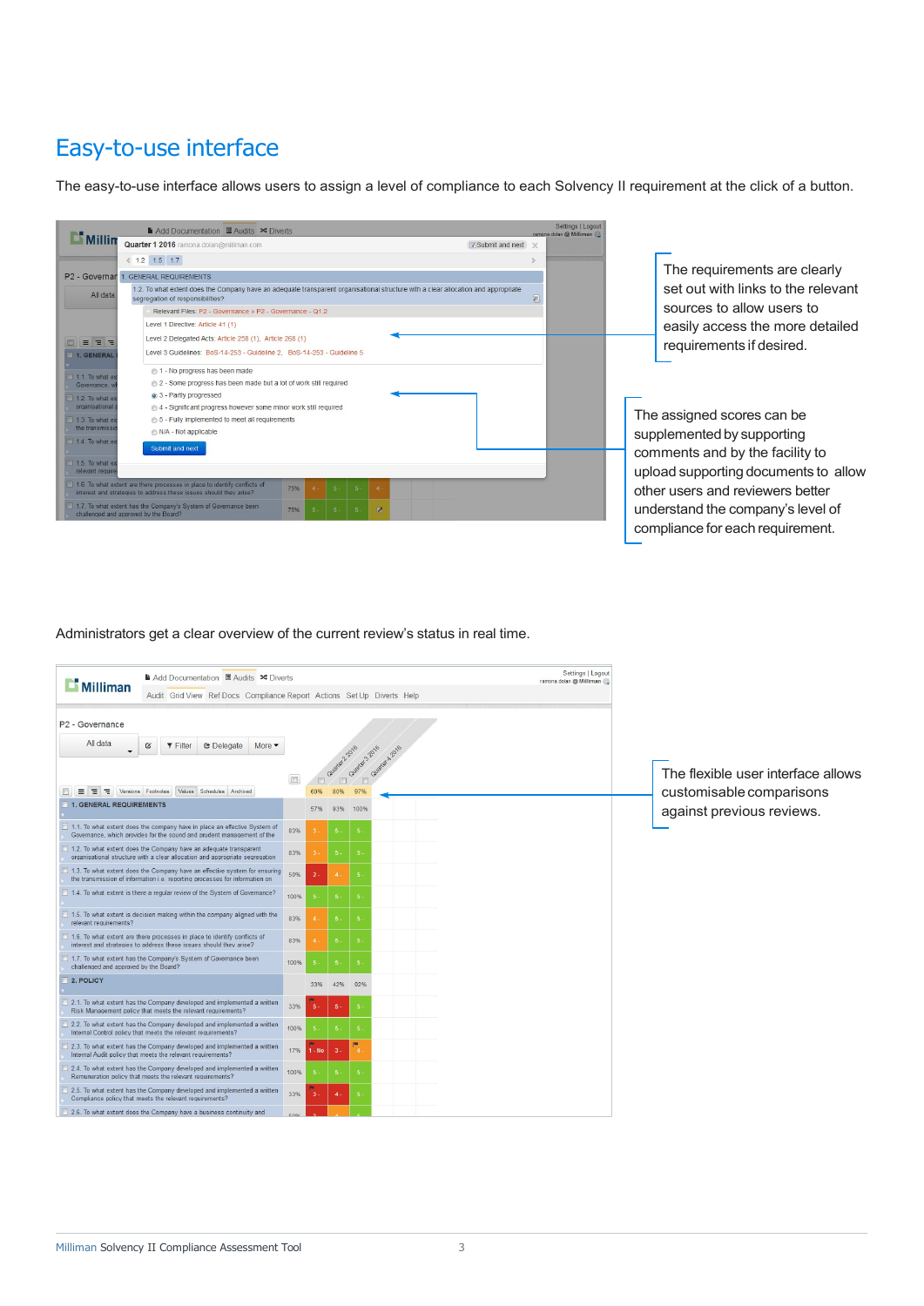# Easy-to-use interface

The easy-to-use interface allows users to assign a level of compliance to each Solvency II requirement at the click of a button.

The requirements are clearly set out with links to the relevant sources to allow users to easily access the more detailed requirements if desired.

The assigned scores can be supplemented by supporting comments and by the facility to upload supporting documents to allow other users and reviewers better understand the company's level of compliance for each requirement.

Administrators get a clear overview of the current review's status in real time.

The flexible user interface allows customisable comparisons against previous reviews.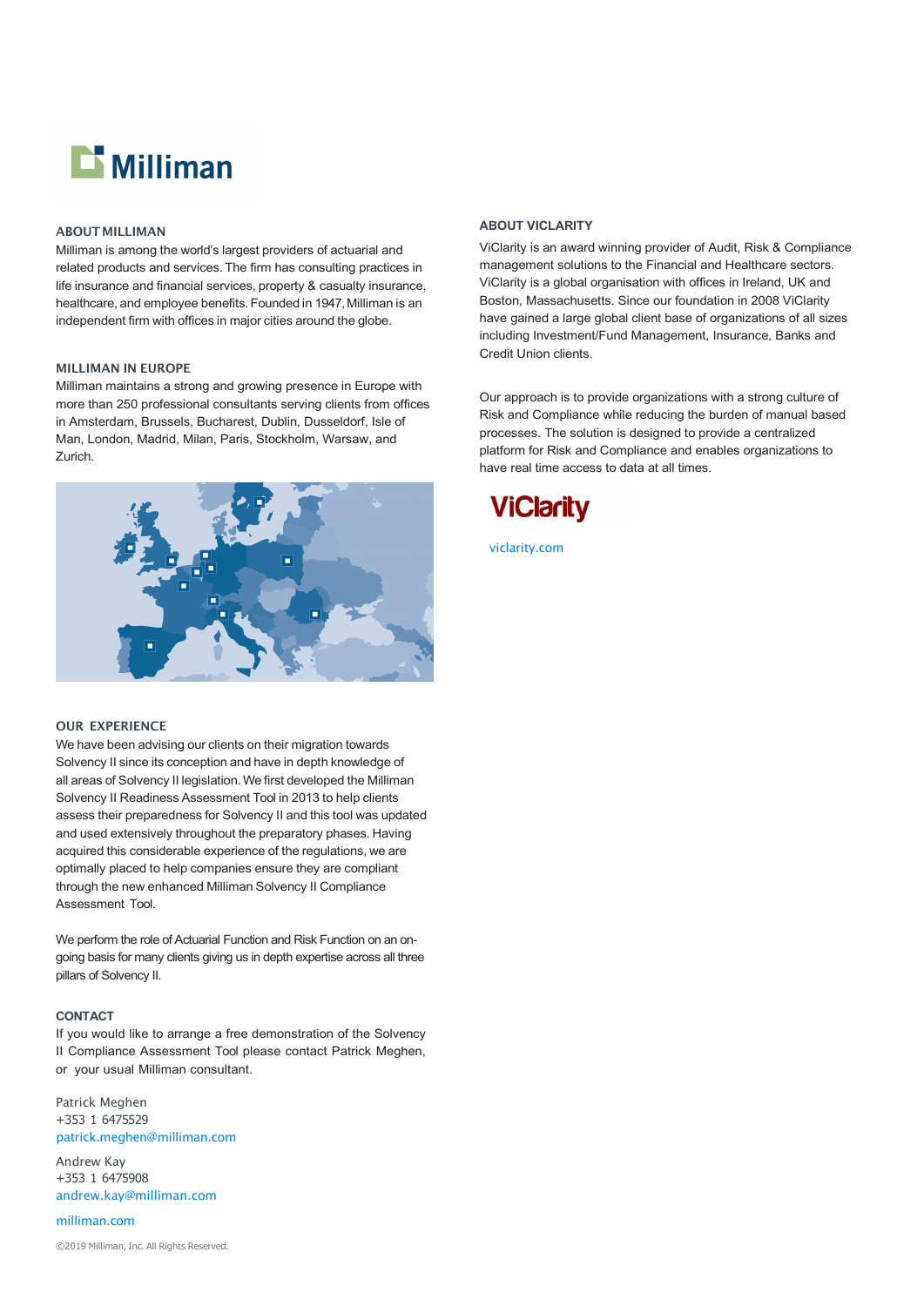Milliman

## ABOUT MILLIMAN

Milliman is among the world's largest providers of actuarial and related products and services. The firm has consulting practices in life insurance and financial services, property & casualty insurance, healthcare, and employee benefits. Founded in 1947, Milliman is an independent firm with offices in major cities around the globe.

## MILLIMAN IN EUROPE

Milliman maintains a strong and growing presence in Europe with more than 250 professional consultants serving clients from offices in Amsterdam, Brussels, Bucharest, Dublin, Dusseldorf, Isle of Man, London, Madrid, Milan, Paris, Stockholm, Warsaw, and Zurich.

## OUR EXPERIENCE

We have been advising our clients on their migration towards Solvency II since its conception and have in depth knowledge of all areas of Solvency II legislation. We first developed the Milliman Solvency II Readiness Assessment Tool in 2013 to help clients assess their preparedness for Solvency II and this tool was updated and used extensively throughout the preparatory phases. Having acquired this considerable experience of the regulations, we are optimally placed to help companies ensure they are compliant through the new enhanced Milliman Solvency II Compliance Assessment Tool.

We perform the role of Actuarial Function and Risk Function on an on-going basis for many clients giving us in depth expertise across all three pillars of Solvency II.

## CONTACT

If you would like to arrange a free demonstration of the Solvency II Compliance Assessment Tool please contact Patrick Meghen, or your usual Milliman consultant.

Patrick Meghen
+353 1 6475529
patrick.meghen@milliman.com

Andrew Kay
+353 1 6475908
andrew.kay@milliman.com

milliman.com

## ABOUT VICLARITY

ViClarity is an award winning provider of Audit, Risk & Compliance management solutions to the Financial and Healthcare sectors. ViClarity is a global organisation with offices in Ireland, UK and Boston, Massachusetts. Since our foundation in 2008 ViClarity have gained a large global client base of organizations of all sizes including Investment/Fund Management, Insurance, Banks and Credit Union clients.

Our approach is to provide organizations with a strong culture of Risk and Compliance while reducing the burden of manual based processes. The solution is designed to provide a centralized platform for Risk and Compliance and enables organizations to have real time access to data at all times.

ViClarity

viclarity.com

©2019 Milliman, Inc. All Rights Reserved.